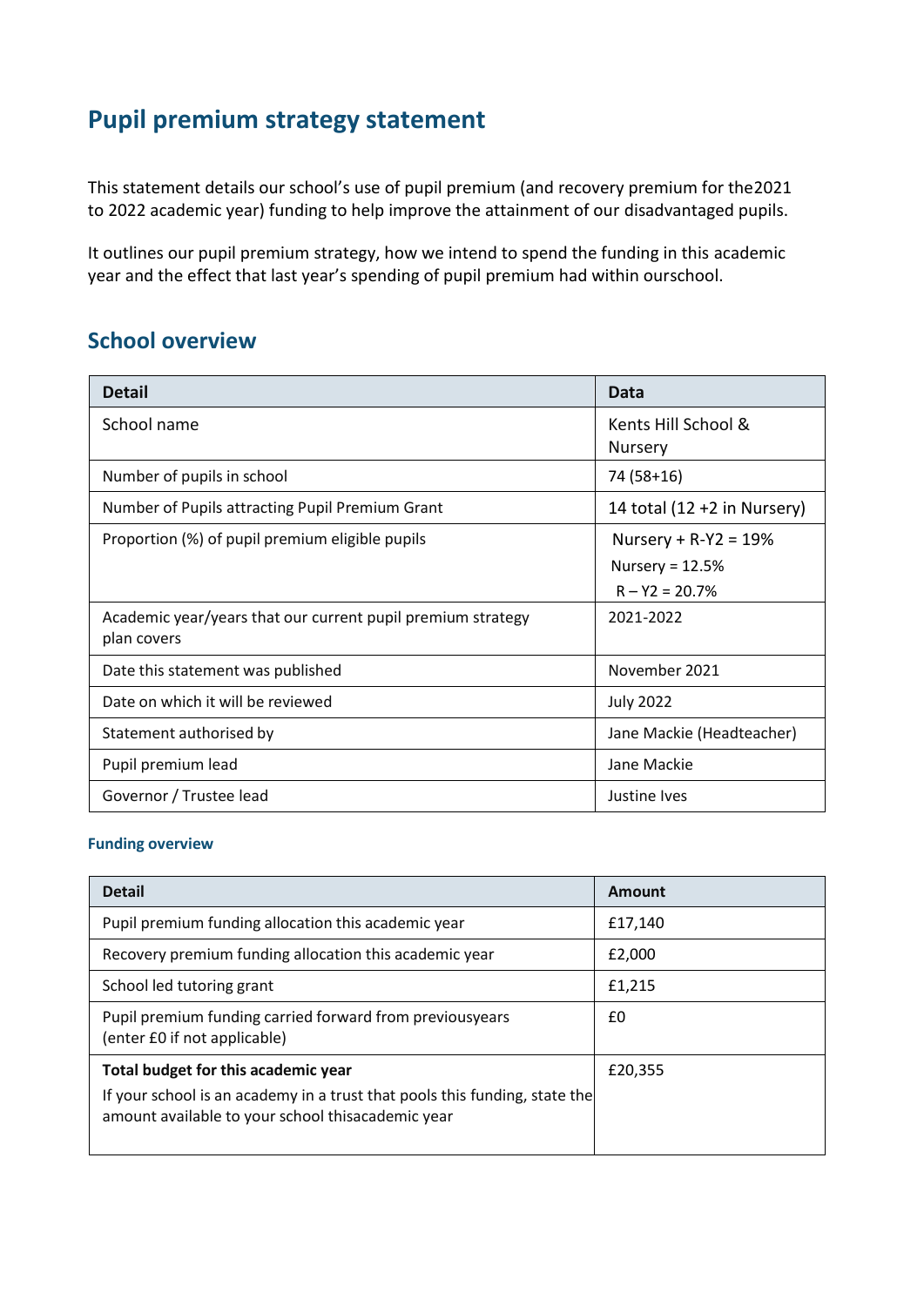# Pupil premium strategy statement

This statement details our school's use of pupil premium (and recovery premium for the2021 to 2022 academic year) funding to help improve the attainment of our disadvantaged pupils.

It outlines our pupil premium strategy, how we intend to spend the funding in this academic year and the effect that last year's spending of pupil premium had within ourschool.

## School overview

| Detail | Data |
|---|---|
| School name | Kents Hill School & Nursery |
| Number of pupils in school | 74 (58+16) |
| Number of Pupils attracting Pupil Premium Grant | 14 total (12 +2 in Nursery) |
| Proportion (%) of pupil premium eligible pupils | Nursery + R-Y2 = 19%<br>Nursery = 12.5%<br>R – Y2 = 20.7% |
| Academic year/years that our current pupil premium strategy plan covers | 2021-2022 |
| Date this statement was published | November 2021 |
| Date on which it will be reviewed | July 2022 |
| Statement authorised by | Jane Mackie (Headteacher) |
| Pupil premium lead | Jane Mackie |
| Governor / Trustee lead | Justine Ives |

### Funding overview

| Detail | Amount |
|---|---|
| Pupil premium funding allocation this academic year | £17,140 |
| Recovery premium funding allocation this academic year | £2,000 |
| School led tutoring grant | £1,215 |
| Pupil premium funding carried forward from previousyears (enter £0 if not applicable) | £0 |
| **Total budget for this academic year**<br>If your school is an academy in a trust that pools this funding, state the amount available to your school thisacademic year | £20,355 |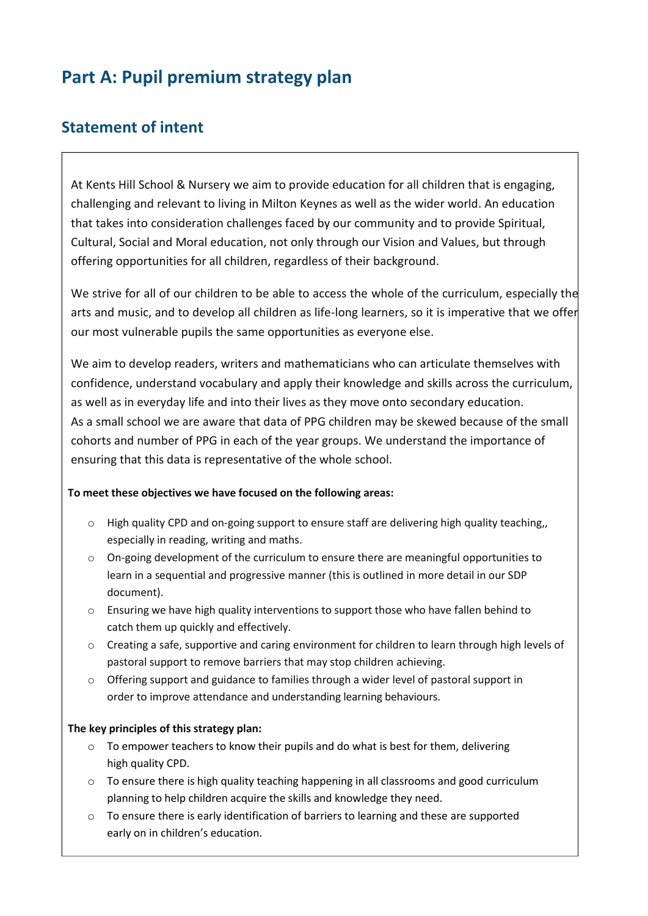# Part A: Pupil premium strategy plan

## Statement of intent

At Kents Hill School & Nursery we aim to provide education for all children that is engaging, challenging and relevant to living in Milton Keynes as well as the wider world. An education that takes into consideration challenges faced by our community and to provide Spiritual, Cultural, Social and Moral education, not only through our Vision and Values, but through offering opportunities for all children, regardless of their background.

We strive for all of our children to be able to access the whole of the curriculum, especially the arts and music, and to develop all children as life-long learners, so it is imperative that we offer our most vulnerable pupils the same opportunities as everyone else.

We aim to develop readers, writers and mathematicians who can articulate themselves with confidence, understand vocabulary and apply their knowledge and skills across the curriculum, as well as in everyday life and into their lives as they move onto secondary education.
As a small school we are aware that data of PPG children may be skewed because of the small cohorts and number of PPG in each of the year groups. We understand the importance of ensuring that this data is representative of the whole school.

**To meet these objectives we have focused on the following areas:**

- High quality CPD and on-going support to ensure staff are delivering high quality teaching,, especially in reading, writing and maths.
- On-going development of the curriculum to ensure there are meaningful opportunities to learn in a sequential and progressive manner (this is outlined in more detail in our SDP document).
- Ensuring we have high quality interventions to support those who have fallen behind to catch them up quickly and effectively.
- Creating a safe, supportive and caring environment for children to learn through high levels of pastoral support to remove barriers that may stop children achieving.
- Offering support and guidance to families through a wider level of pastoral support in order to improve attendance and understanding learning behaviours.

**The key principles of this strategy plan:**

- To empower teachers to know their pupils and do what is best for them, delivering high quality CPD.
- To ensure there is high quality teaching happening in all classrooms and good curriculum planning to help children acquire the skills and knowledge they need.
- To ensure there is early identification of barriers to learning and these are supported early on in children's education.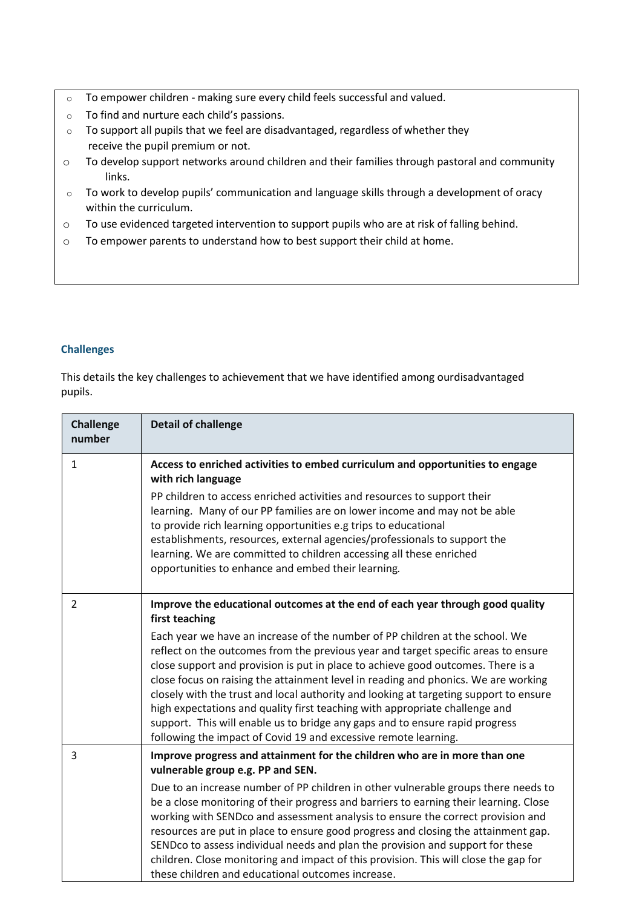- To empower children - making sure every child feels successful and valued.
- To find and nurture each child's passions.
- To support all pupils that we feel are disadvantaged, regardless of whether they receive the pupil premium or not.
- To develop support networks around children and their families through pastoral and community links.
- To work to develop pupils' communication and language skills through a development of oracy within the curriculum.
- To use evidenced targeted intervention to support pupils who are at risk of falling behind.
- To empower parents to understand how to best support their child at home.

### Challenges

This details the key challenges to achievement that we have identified among ourdisadvantaged pupils.

| Challenge number | Detail of challenge |
|---|---|
| 1 | **Access to enriched activities to embed curriculum and opportunities to engage with rich language**<br>PP children to access enriched activities and resources to support their learning. Many of our PP families are on lower income and may not be able to provide rich learning opportunities e.g trips to educational establishments, resources, external agencies/professionals to support the learning. We are committed to children accessing all these enriched opportunities to enhance and embed their learning. |
| 2 | **Improve the educational outcomes at the end of each year through good quality first teaching**<br>Each year we have an increase of the number of PP children at the school. We reflect on the outcomes from the previous year and target specific areas to ensure close support and provision is put in place to achieve good outcomes. There is a close focus on raising the attainment level in reading and phonics. We are working closely with the trust and local authority and looking at targeting support to ensure high expectations and quality first teaching with appropriate challenge and support. This will enable us to bridge any gaps and to ensure rapid progress following the impact of Covid 19 and excessive remote learning. |
| 3 | **Improve progress and attainment for the children who are in more than one vulnerable group e.g. PP and SEN.**<br>Due to an increase number of PP children in other vulnerable groups there needs to be a close monitoring of their progress and barriers to earning their learning. Close working with SENDco and assessment analysis to ensure the correct provision and resources are put in place to ensure good progress and closing the attainment gap. SENDco to assess individual needs and plan the provision and support for these children. Close monitoring and impact of this provision. This will close the gap for these children and educational outcomes increase. |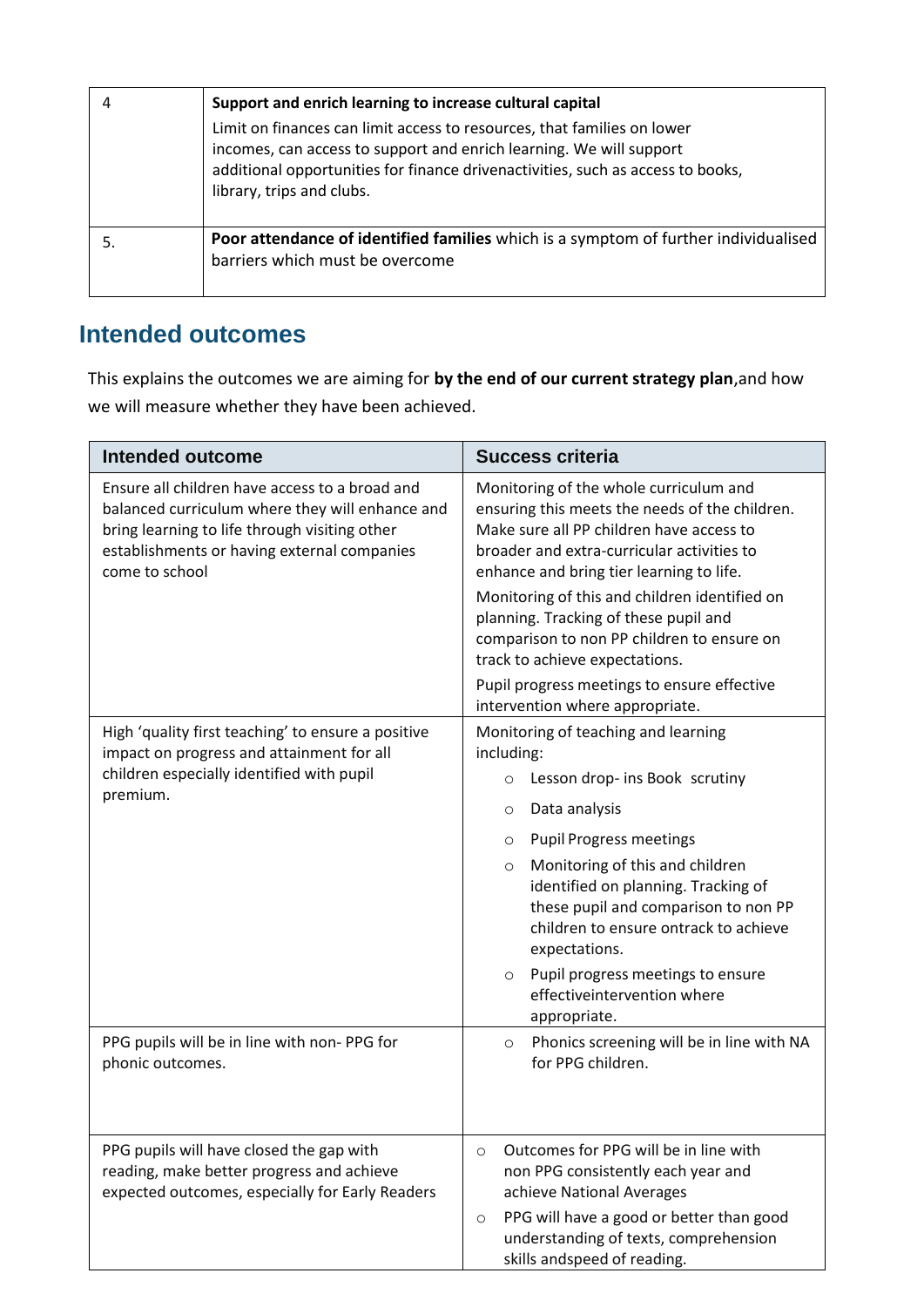| | |
|---|---|
| 4 | **Support and enrich learning to increase cultural capital**<br>Limit on finances can limit access to resources, that families on lower incomes, can access to support and enrich learning. We will support additional opportunities for finance drivenactivities, such as access to books, library, trips and clubs. |
| 5. | **Poor attendance of identified families** which is a symptom of further individualised barriers which must be overcome |

## Intended outcomes

This explains the outcomes we are aiming for **by the end of our current strategy plan**,and how we will measure whether they have been achieved.

| Intended outcome | Success criteria |
|---|---|
| Ensure all children have access to a broad and balanced curriculum where they will enhance and bring learning to life through visiting other establishments or having external companies come to school | Monitoring of the whole curriculum and ensuring this meets the needs of the children. Make sure all PP children have access to broader and extra-curricular activities to enhance and bring tier learning to life.<br>Monitoring of this and children identified on planning. Tracking of these pupil and comparison to non PP children to ensure on track to achieve expectations.<br>Pupil progress meetings to ensure effective intervention where appropriate. |
| High 'quality first teaching' to ensure a positive impact on progress and attainment for all children especially identified with pupil premium. | Monitoring of teaching and learning including:<br>○ Lesson drop- ins Book scrutiny<br>○ Data analysis<br>○ Pupil Progress meetings<br>○ Monitoring of this and children identified on planning. Tracking of these pupil and comparison to non PP children to ensure ontrack to achieve expectations.<br>○ Pupil progress meetings to ensure effectiveintervention where appropriate. |
| PPG pupils will be in line with non- PPG for phonic outcomes. | ○ Phonics screening will be in line with NA for PPG children. |
| PPG pupils will have closed the gap with reading, make better progress and achieve expected outcomes, especially for Early Readers | ○ Outcomes for PPG will be in line with non PPG consistently each year and achieve National Averages<br>○ PPG will have a good or better than good understanding of texts, comprehension skills andspeed of reading. |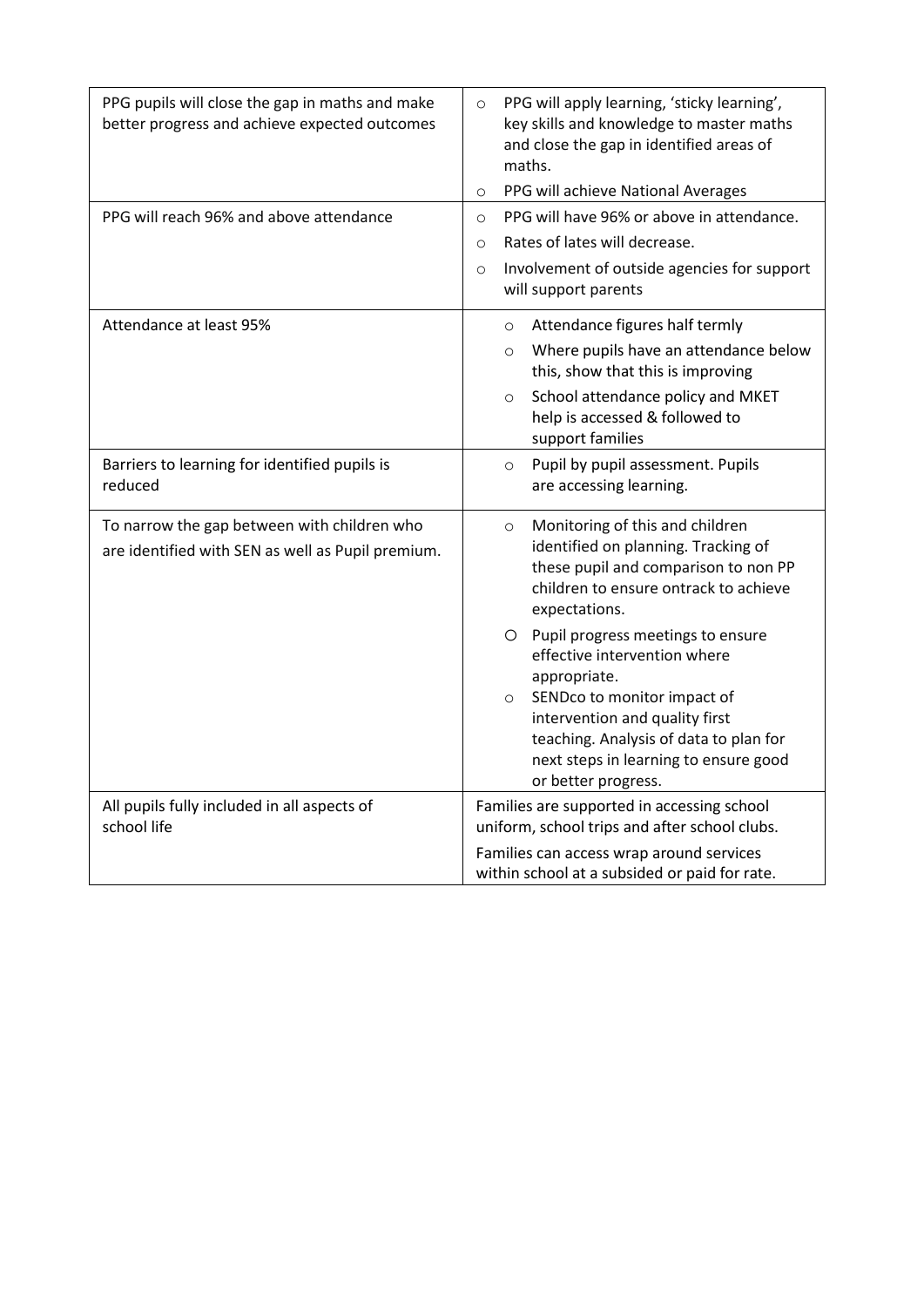| | |
|---|---|
| PPG pupils will close the gap in maths and make better progress and achieve expected outcomes | ○ PPG will apply learning, 'sticky learning', key skills and knowledge to master maths and close the gap in identified areas of maths.<br>○ PPG will achieve National Averages |
| PPG will reach 96% and above attendance | ○ PPG will have 96% or above in attendance.<br>○ Rates of lates will decrease.<br>○ Involvement of outside agencies for support will support parents |
| Attendance at least 95% | ○ Attendance figures half termly<br>○ Where pupils have an attendance below this, show that this is improving<br>○ School attendance policy and MKET help is accessed & followed to support families |
| Barriers to learning for identified pupils is reduced | ○ Pupil by pupil assessment. Pupils are accessing learning. |
| To narrow the gap between with children who are identified with SEN as well as Pupil premium. | ○ Monitoring of this and children identified on planning. Tracking of these pupil and comparison to non PP children to ensure ontrack to achieve expectations.<br>○ Pupil progress meetings to ensure effective intervention where appropriate.<br>○ SENDco to monitor impact of intervention and quality first teaching. Analysis of data to plan for next steps in learning to ensure good or better progress. |
| All pupils fully included in all aspects of school life | Families are supported in accessing school uniform, school trips and after school clubs.<br>Families can access wrap around services within school at a subsided or paid for rate. |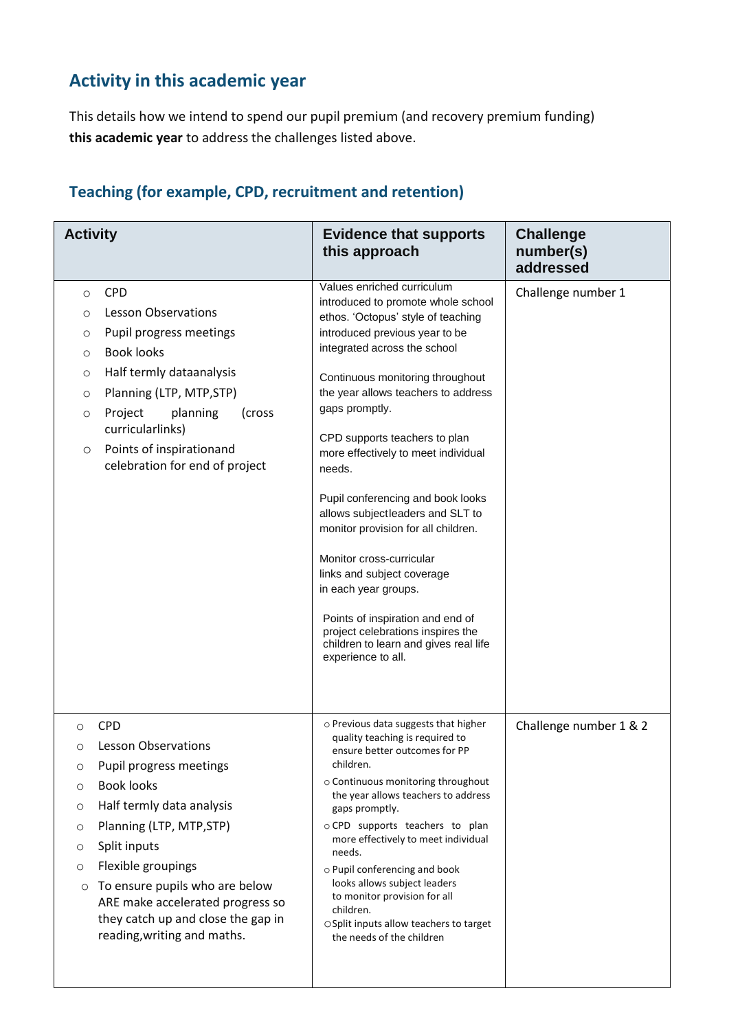## Activity in this academic year

This details how we intend to spend our pupil premium (and recovery premium funding) **this academic year** to address the challenges listed above.

### Teaching (for example, CPD, recruitment and retention)

| Activity | Evidence that supports this approach | Challenge number(s) addressed |
|---|---|---|
| ○ CPD<br>○ Lesson Observations<br>○ Pupil progress meetings<br>○ Book looks<br>○ Half termly dataanalysis<br>○ Planning (LTP, MTP,STP)<br>○ Project planning (cross curricularlinks)<br>○ Points of inspirationand celebration for end of project | Values enriched curriculum introduced to promote whole school ethos. 'Octopus' style of teaching introduced previous year to be integrated across the school<br><br>Continuous monitoring throughout the year allows teachers to address gaps promptly.<br><br>CPD supports teachers to plan more effectively to meet individual needs.<br><br>Pupil conferencing and book looks allows subjectleaders and SLT to monitor provision for all children.<br><br>Monitor cross-curricular links and subject coverage in each year groups.<br><br>Points of inspiration and end of project celebrations inspires the children to learn and gives real life experience to all. | Challenge number 1 |
| ○ CPD<br>○ Lesson Observations<br>○ Pupil progress meetings<br>○ Book looks<br>○ Half termly data analysis<br>○ Planning (LTP, MTP,STP)<br>○ Split inputs<br>○ Flexible groupings<br>○ To ensure pupils who are below ARE make accelerated progress so they catch up and close the gap in reading,writing and maths. | ○ Previous data suggests that higher quality teaching is required to ensure better outcomes for PP children.<br>○ Continuous monitoring throughout the year allows teachers to address gaps promptly.<br>○ CPD supports teachers to plan more effectively to meet individual needs.<br>○ Pupil conferencing and book looks allows subject leaders to monitor provision for all children.<br>○ Split inputs allow teachers to target the needs of the children | Challenge number 1 & 2 |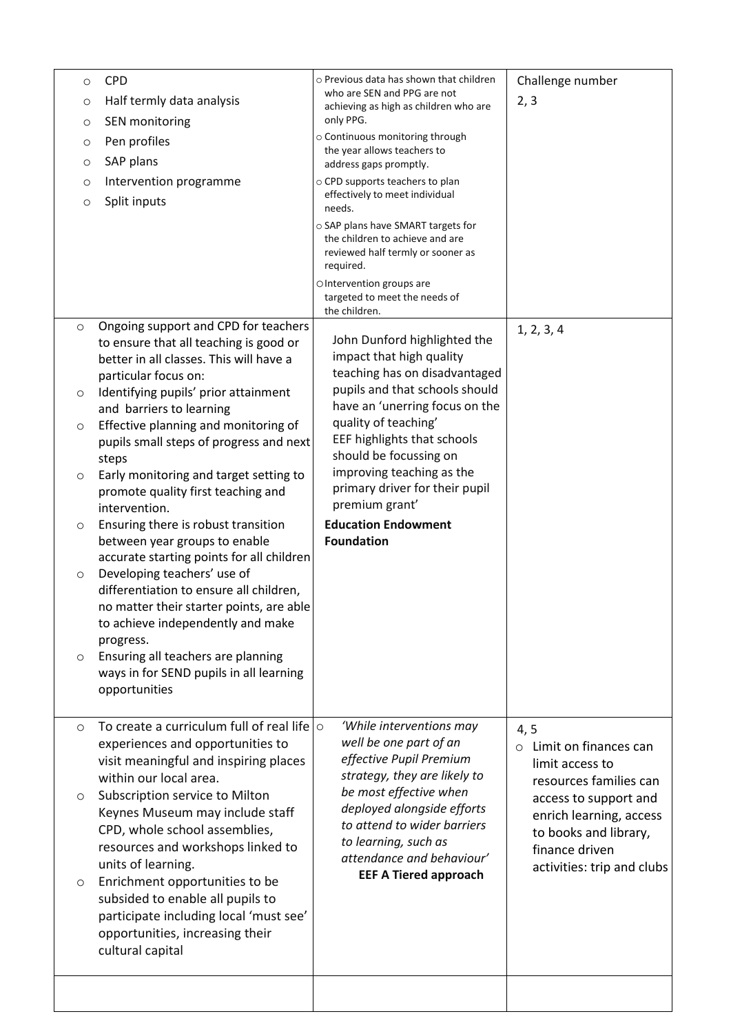| | | |
|---|---|---|
| ○ CPD<br>○ Half termly data analysis<br>○ SEN monitoring<br>○ Pen profiles<br>○ SAP plans<br>○ Intervention programme<br>○ Split inputs | ○ Previous data has shown that children who are SEN and PPG are not achieving as high as children who are only PPG.<br>○ Continuous monitoring through the year allows teachers to address gaps promptly.<br>○ CPD supports teachers to plan effectively to meet individual needs.<br>○ SAP plans have SMART targets for the children to achieve and are reviewed half termly or sooner as required.<br>○ Intervention groups are targeted to meet the needs of the children. | Challenge number<br>2, 3 |
| ○ Ongoing support and CPD for teachers to ensure that all teaching is good or better in all classes. This will have a particular focus on:<br>○ Identifying pupils' prior attainment and barriers to learning<br>○ Effective planning and monitoring of pupils small steps of progress and next steps<br>○ Early monitoring and target setting to promote quality first teaching and intervention.<br>○ Ensuring there is robust transition between year groups to enable accurate starting points for all children<br>○ Developing teachers' use of differentiation to ensure all children, no matter their starter points, are able to achieve independently and make progress.<br>○ Ensuring all teachers are planning ways in for SEND pupils in all learning opportunities | John Dunford highlighted the impact that high quality teaching has on disadvantaged pupils and that schools should have an 'unerring focus on the quality of teaching'<br>EEF highlights that schools should be focussing on improving teaching as the primary driver for their pupil premium grant'<br>**Education Endowment Foundation** | 1, 2, 3, 4 |
| ○ To create a curriculum full of real life experiences and opportunities to visit meaningful and inspiring places within our local area.<br>○ Subscription service to Milton Keynes Museum may include staff CPD, whole school assemblies, resources and workshops linked to units of learning.<br>○ Enrichment opportunities to be subsided to enable all pupils to participate including local 'must see' opportunities, increasing their cultural capital | ○ *'While interventions may well be one part of an effective Pupil Premium strategy, they are likely to be most effective when deployed alongside efforts to attend to wider barriers to learning, such as attendance and behaviour'*<br>**EEF A Tiered approach** | 4, 5<br>○ Limit on finances can limit access to resources families can access to support and enrich learning, access to books and library, finance driven activities: trip and clubs |
| | | |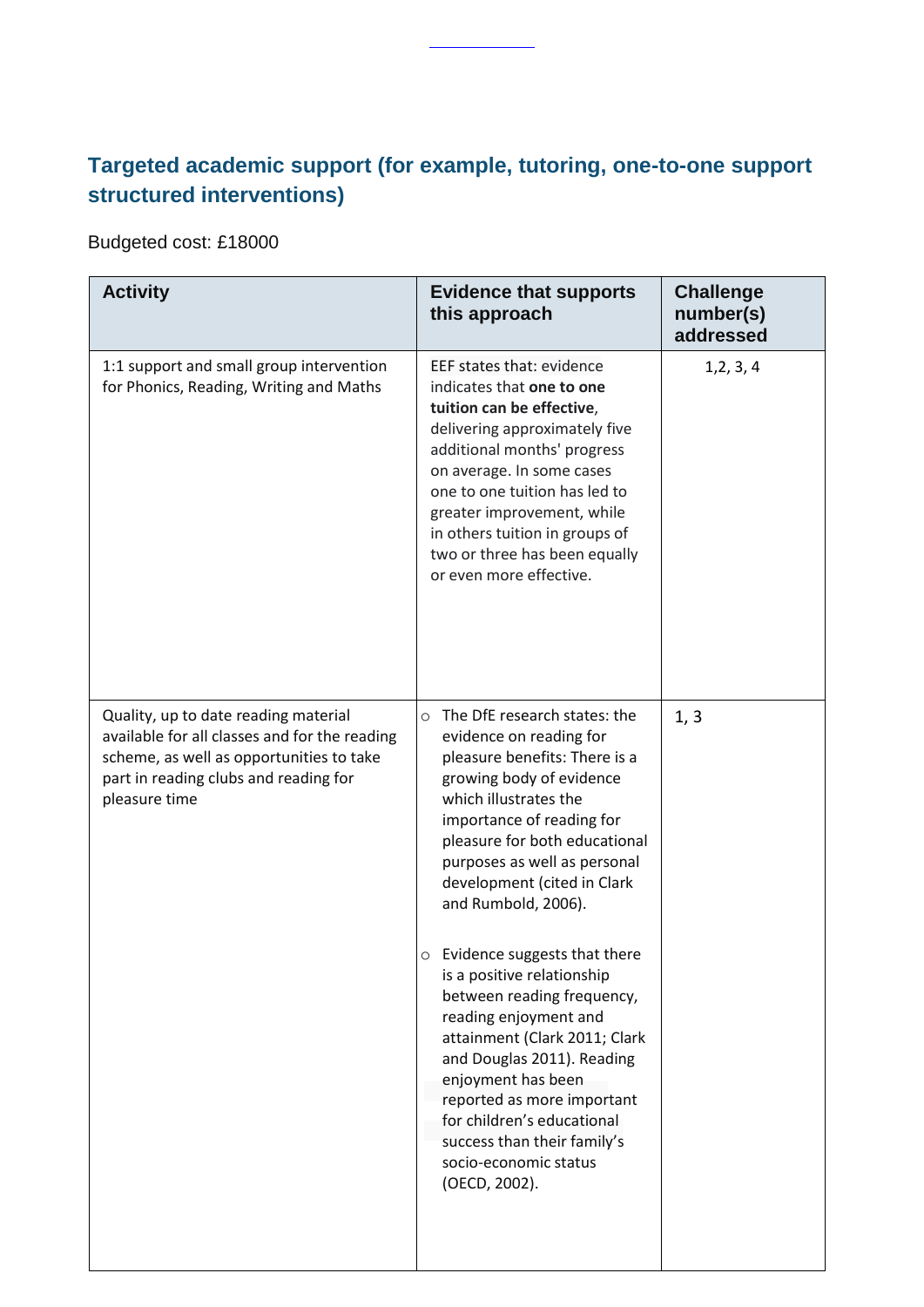## Targeted academic support (for example, tutoring, one-to-one support structured interventions)

Budgeted cost: £18000

| Activity | Evidence that supports this approach | Challenge number(s) addressed |
|---|---|---|
| 1:1 support and small group intervention for Phonics, Reading, Writing and Maths | EEF states that: evidence indicates that **one to one tuition can be effective**, delivering approximately five additional months' progress on average. In some cases one to one tuition has led to greater improvement, while in others tuition in groups of two or three has been equally or even more effective. | 1,2, 3, 4 |
| Quality, up to date reading material available for all classes and for the reading scheme, as well as opportunities to take part in reading clubs and reading for pleasure time | ○ The DfE research states: the evidence on reading for pleasure benefits: There is a growing body of evidence which illustrates the importance of reading for pleasure for both educational purposes as well as personal development (cited in Clark and Rumbold, 2006).<br><br>○ Evidence suggests that there is a positive relationship between reading frequency, reading enjoyment and attainment (Clark 2011; Clark and Douglas 2011). Reading enjoyment has been reported as more important for children's educational success than their family's socio-economic status (OECD, 2002). | 1, 3 |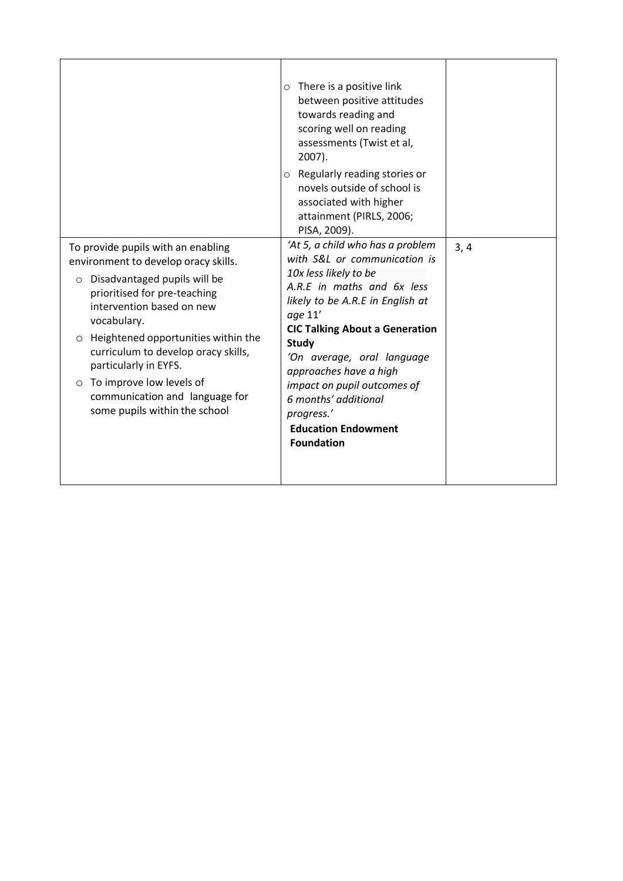| | | |
|---|---|---|
| | ○ There is a positive link between positive attitudes towards reading and scoring well on reading assessments (Twist et al, 2007).<br>○ Regularly reading stories or novels outside of school is associated with higher attainment (PIRLS, 2006; PISA, 2009). | |
| To provide pupils with an enabling environment to develop oracy skills.<br>○ Disadvantaged pupils will be prioritised for pre-teaching intervention based on new vocabulary.<br>○ Heightened opportunities within the curriculum to develop oracy skills, particularly in EYFS.<br>○ To improve low levels of communication and language for some pupils within the school | *'At 5, a child who has a problem with S&L or communication is 10x less likely to be A.R.E in maths and 6x less likely to be A.R.E in English at age* 11'<br>**CIC Talking About a Generation Study**<br>*'On average, oral language approaches have a high impact on pupil outcomes of 6 months' additional progress.'*<br>**Education Endowment Foundation** | 3, 4 |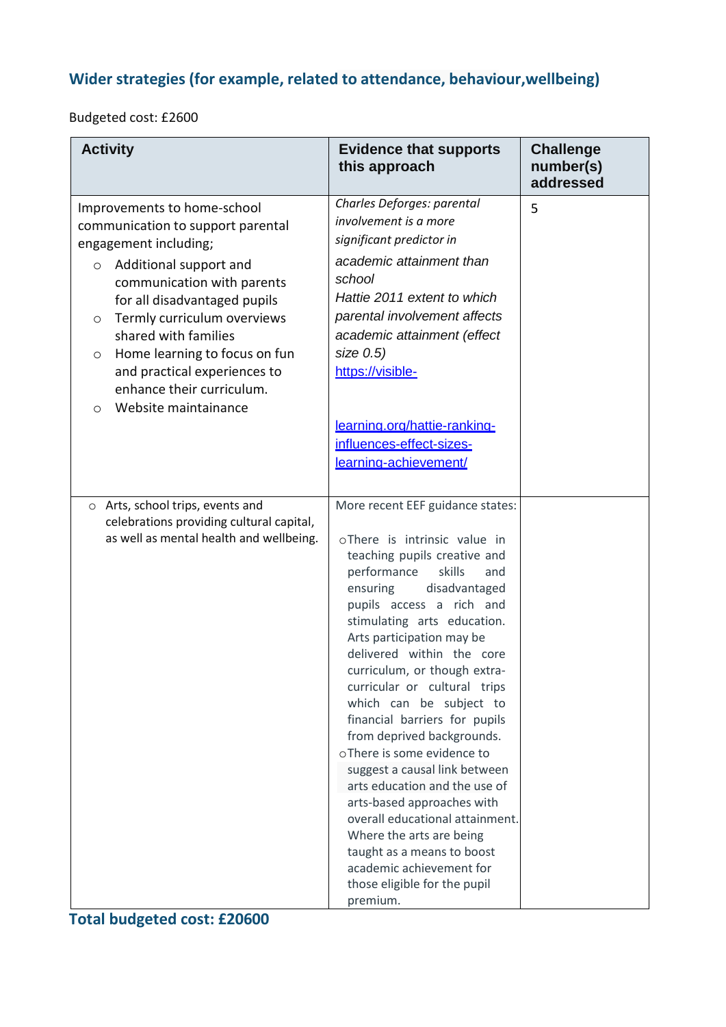## Wider strategies (for example, related to attendance, behaviour,wellbeing)

Budgeted cost: £2600

| Activity | Evidence that supports this approach | Challenge number(s) addressed |
|---|---|---|
| Improvements to home-school communication to support parental engagement including;<br>○ Additional support and communication with parents for all disadvantaged pupils<br>○ Termly curriculum overviews shared with families<br>○ Home learning to focus on fun and practical experiences to enhance their curriculum.<br>○ Website maintainance | *Charles Deforges: parental involvement is a more significant predictor in academic attainment than school*<br>*Hattie 2011 extent to which parental involvement affects academic attainment (effect size 0.5)*<br>[https://visible-learning.org/hattie-ranking-influences-effect-sizes-learning-achievement/](https://visible-learning.org/hattie-ranking-influences-effect-sizes-learning-achievement/) | 5 |
| ○ Arts, school trips, events and celebrations providing cultural capital, as well as mental health and wellbeing. | More recent EEF guidance states:<br>○There is intrinsic value in teaching pupils creative and performance skills and ensuring disadvantaged pupils access a rich and stimulating arts education. Arts participation may be delivered within the core curriculum, or though extra-curricular or cultural trips which can be subject to financial barriers for pupils from deprived backgrounds.<br>○There is some evidence to suggest a causal link between arts education and the use of arts-based approaches with overall educational attainment. Where the arts are being taught as a means to boost academic achievement for those eligible for the pupil premium. | |

## Total budgeted cost: £20600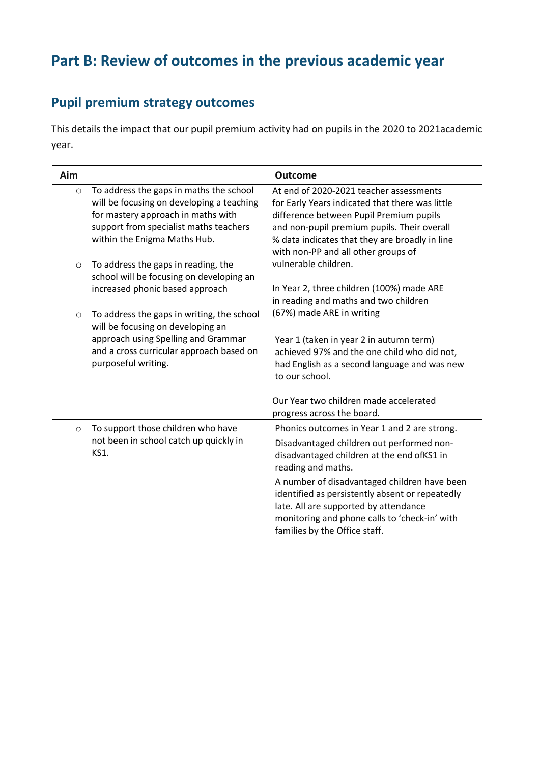# Part B: Review of outcomes in the previous academic year

## Pupil premium strategy outcomes

This details the impact that our pupil premium activity had on pupils in the 2020 to 2021academic year.

| Aim | Outcome |
| --- | --- |
| ○ To address the gaps in maths the school will be focusing on developing a teaching for mastery approach in maths with support from specialist maths teachers within the Enigma Maths Hub.<br><br>○ To address the gaps in reading, the school will be focusing on developing an increased phonic based approach<br><br>○ To address the gaps in writing, the school will be focusing on developing an approach using Spelling and Grammar and a cross curricular approach based on purposeful writing. | At end of 2020-2021 teacher assessments for Early Years indicated that there was little difference between Pupil Premium pupils and non-pupil premium pupils. Their overall % data indicates that they are broadly in line with non-PP and all other groups of vulnerable children.<br><br>In Year 2, three children (100%) made ARE in reading and maths and two children (67%) made ARE in writing<br><br>Year 1 (taken in year 2 in autumn term) achieved 97% and the one child who did not, had English as a second language and was new to our school.<br><br>Our Year two children made accelerated progress across the board. |
| ○ To support those children who have not been in school catch up quickly in KS1. | Phonics outcomes in Year 1 and 2 are strong.<br><br>Disadvantaged children out performed non-disadvantaged children at the end ofKS1 in reading and maths.<br><br>A number of disadvantaged children have been identified as persistently absent or repeatedly late. All are supported by attendance monitoring and phone calls to 'check-in' with families by the Office staff. |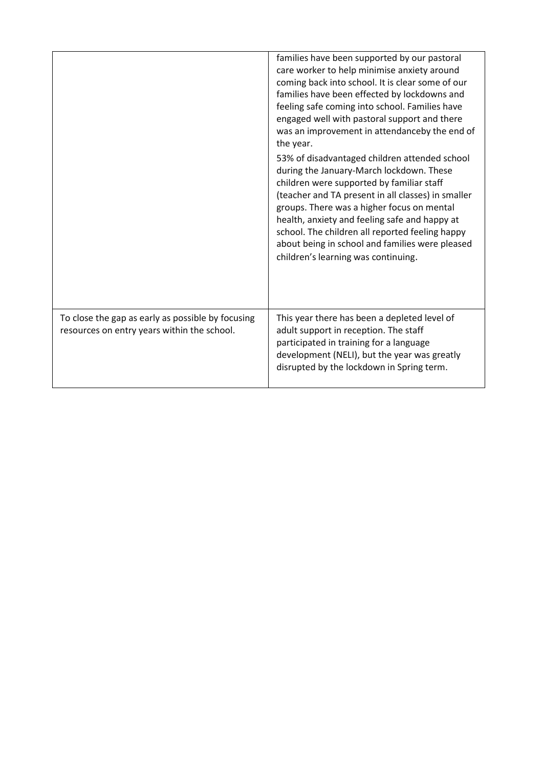| | |
|---|---|
| | families have been supported by our pastoral care worker to help minimise anxiety around coming back into school. It is clear some of our families have been effected by lockdowns and feeling safe coming into school. Families have engaged well with pastoral support and there was an improvement in attendanceby the end of the year.<br><br>53% of disadvantaged children attended school during the January-March lockdown. These children were supported by familiar staff (teacher and TA present in all classes) in smaller groups. There was a higher focus on mental health, anxiety and feeling safe and happy at school. The children all reported feeling happy about being in school and families were pleased children's learning was continuing. |
| To close the gap as early as possible by focusing resources on entry years within the school. | This year there has been a depleted level of adult support in reception. The staff participated in training for a language development (NELI), but the year was greatly disrupted by the lockdown in Spring term. |